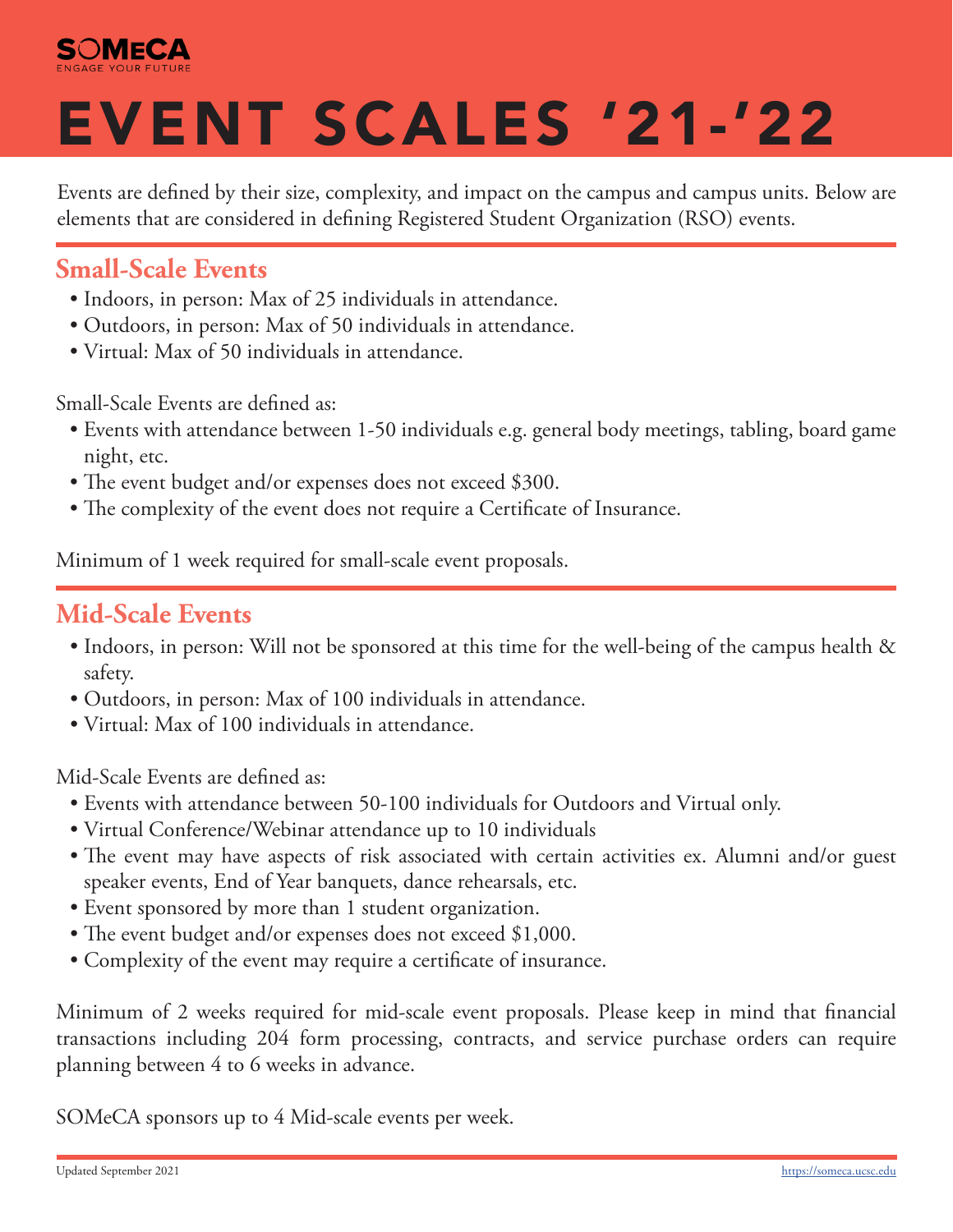SOMeCA
ENGAGE YOUR FUTURE

# EVENT SCALES '21-'22

Events are defined by their size, complexity, and impact on the campus and campus units. Below are elements that are considered in defining Registered Student Organization (RSO) events.

## Small-Scale Events

- Indoors, in person: Max of 25 individuals in attendance.
- Outdoors, in person: Max of 50 individuals in attendance.
- Virtual: Max of 50 individuals in attendance.

Small-Scale Events are defined as:

- Events with attendance between 1-50 individuals e.g. general body meetings, tabling, board game night, etc.
- The event budget and/or expenses does not exceed $300.
- The complexity of the event does not require a Certificate of Insurance.

Minimum of 1 week required for small-scale event proposals.

## Mid-Scale Events

- Indoors, in person: Will not be sponsored at this time for the well-being of the campus health & safety.
- Outdoors, in person: Max of 100 individuals in attendance.
- Virtual: Max of 100 individuals in attendance.

Mid-Scale Events are defined as:

- Events with attendance between 50-100 individuals for Outdoors and Virtual only.
- Virtual Conference/Webinar attendance up to 10 individuals
- The event may have aspects of risk associated with certain activities ex. Alumni and/or guest speaker events, End of Year banquets, dance rehearsals, etc.
- Event sponsored by more than 1 student organization.
- The event budget and/or expenses does not exceed $1,000.
- Complexity of the event may require a certificate of insurance.

Minimum of 2 weeks required for mid-scale event proposals. Please keep in mind that financial transactions including 204 form processing, contracts, and service purchase orders can require planning between 4 to 6 weeks in advance.

SOMeCA sponsors up to 4 Mid-scale events per week.

Updated September 2021 https://someca.ucsc.edu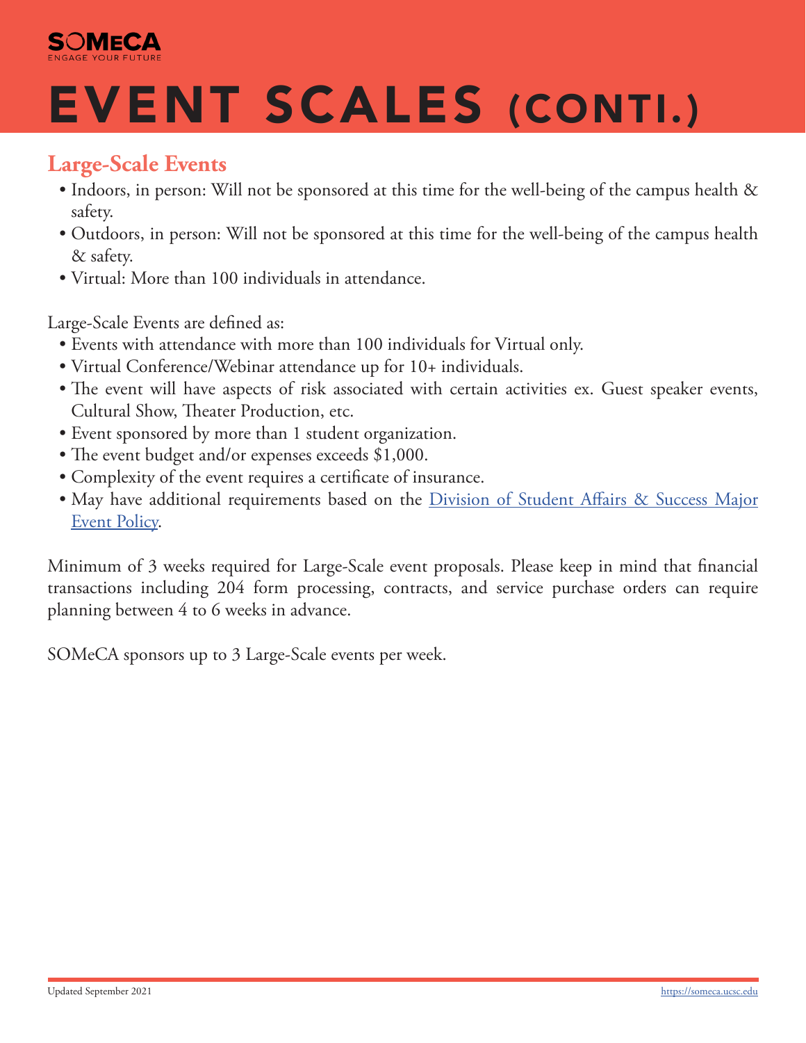# EVENT SCALES (CONTI.)

## Large-Scale Events

- Indoors, in person: Will not be sponsored at this time for the well-being of the campus health & safety.
- Outdoors, in person: Will not be sponsored at this time for the well-being of the campus health & safety.
- Virtual: More than 100 individuals in attendance.

Large-Scale Events are defined as:

- Events with attendance with more than 100 individuals for Virtual only.
- Virtual Conference/Webinar attendance up for 10+ individuals.
- The event will have aspects of risk associated with certain activities ex. Guest speaker events, Cultural Show, Theater Production, etc.
- Event sponsored by more than 1 student organization.
- The event budget and/or expenses exceeds $1,000.
- Complexity of the event requires a certificate of insurance.
- May have additional requirements based on the Division of Student Affairs & Success Major Event Policy.

Minimum of 3 weeks required for Large-Scale event proposals. Please keep in mind that financial transactions including 204 form processing, contracts, and service purchase orders can require planning between 4 to 6 weeks in advance.

SOMeCA sponsors up to 3 Large-Scale events per week.